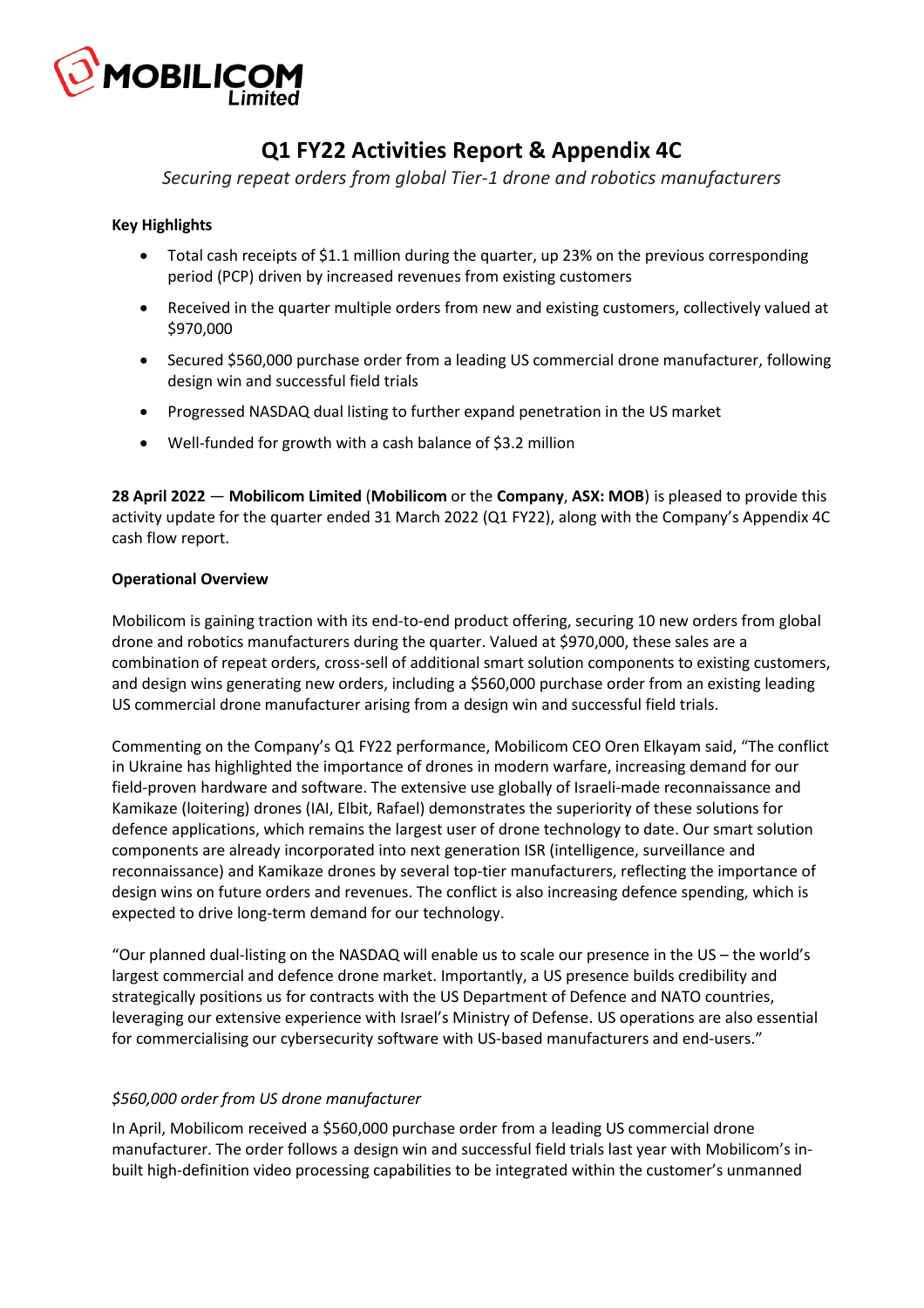# Q1 FY22 Activities Report & Appendix 4C

*Securing repeat orders from global Tier-1 drone and robotics manufacturers*

**Key Highlights**

- Total cash receipts of $1.1 million during the quarter, up 23% on the previous corresponding period (PCP) driven by increased revenues from existing customers
- Received in the quarter multiple orders from new and existing customers, collectively valued at $970,000
- Secured $560,000 purchase order from a leading US commercial drone manufacturer, following design win and successful field trials
- Progressed NASDAQ dual listing to further expand penetration in the US market
- Well-funded for growth with a cash balance of $3.2 million

**28 April 2022** — **Mobilicom Limited** (**Mobilicom** or the **Company**, **ASX: MOB**) is pleased to provide this activity update for the quarter ended 31 March 2022 (Q1 FY22), along with the Company's Appendix 4C cash flow report.

**Operational Overview**

Mobilicom is gaining traction with its end-to-end product offering, securing 10 new orders from global drone and robotics manufacturers during the quarter. Valued at $970,000, these sales are a combination of repeat orders, cross-sell of additional smart solution components to existing customers, and design wins generating new orders, including a $560,000 purchase order from an existing leading US commercial drone manufacturer arising from a design win and successful field trials.

Commenting on the Company's Q1 FY22 performance, Mobilicom CEO Oren Elkayam said, "The conflict in Ukraine has highlighted the importance of drones in modern warfare, increasing demand for our field-proven hardware and software. The extensive use globally of Israeli-made reconnaissance and Kamikaze (loitering) drones (IAI, Elbit, Rafael) demonstrates the superiority of these solutions for defence applications, which remains the largest user of drone technology to date. Our smart solution components are already incorporated into next generation ISR (intelligence, surveillance and reconnaissance) and Kamikaze drones by several top-tier manufacturers, reflecting the importance of design wins on future orders and revenues. The conflict is also increasing defence spending, which is expected to drive long-term demand for our technology.

"Our planned dual-listing on the NASDAQ will enable us to scale our presence in the US – the world's largest commercial and defence drone market. Importantly, a US presence builds credibility and strategically positions us for contracts with the US Department of Defence and NATO countries, leveraging our extensive experience with Israel's Ministry of Defense. US operations are also essential for commercialising our cybersecurity software with US-based manufacturers and end-users."

*$560,000 order from US drone manufacturer*

In April, Mobilicom received a $560,000 purchase order from a leading US commercial drone manufacturer. The order follows a design win and successful field trials last year with Mobilicom's in-built high-definition video processing capabilities to be integrated within the customer's unmanned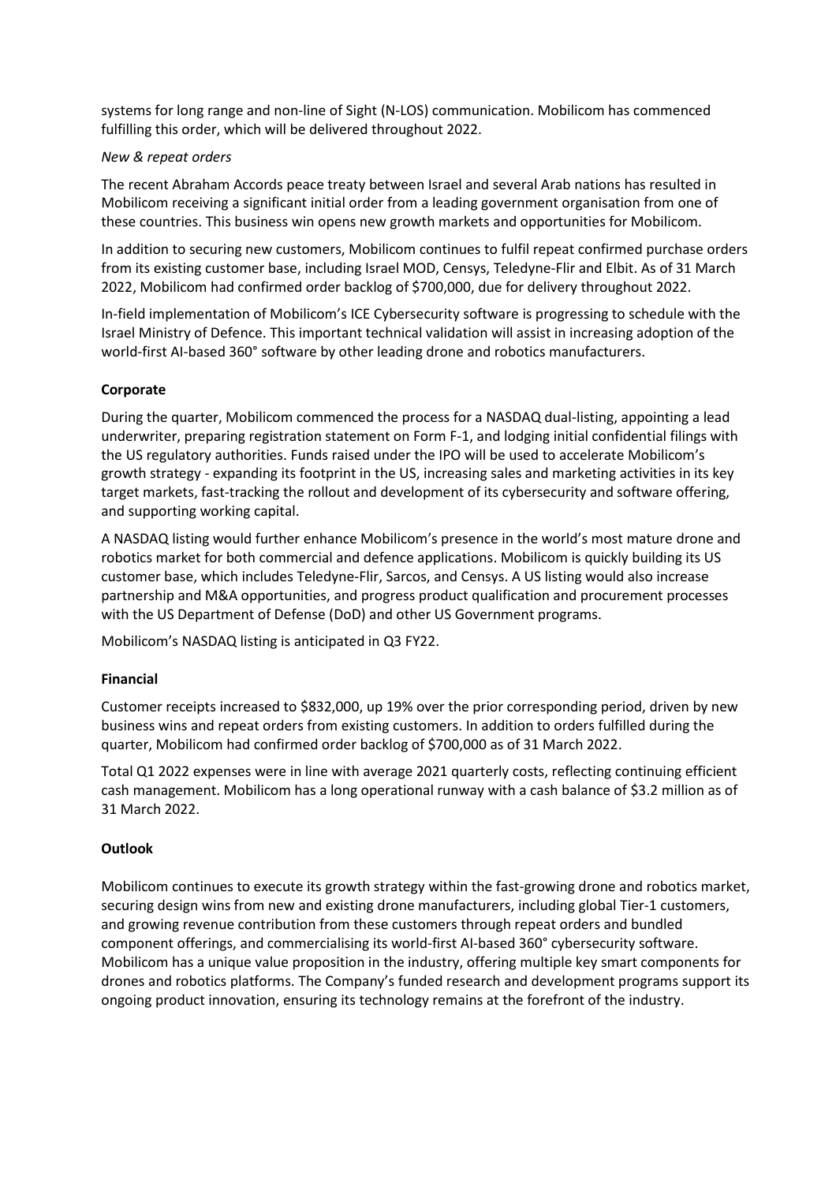systems for long range and non-line of Sight (N-LOS) communication. Mobilicom has commenced fulfilling this order, which will be delivered throughout 2022.

*New & repeat orders*

The recent Abraham Accords peace treaty between Israel and several Arab nations has resulted in Mobilicom receiving a significant initial order from a leading government organisation from one of these countries. This business win opens new growth markets and opportunities for Mobilicom.

In addition to securing new customers, Mobilicom continues to fulfil repeat confirmed purchase orders from its existing customer base, including Israel MOD, Censys, Teledyne-Flir and Elbit. As of 31 March 2022, Mobilicom had confirmed order backlog of $700,000, due for delivery throughout 2022.

In-field implementation of Mobilicom's ICE Cybersecurity software is progressing to schedule with the Israel Ministry of Defence. This important technical validation will assist in increasing adoption of the world-first AI-based 360° software by other leading drone and robotics manufacturers.

**Corporate**

During the quarter, Mobilicom commenced the process for a NASDAQ dual-listing, appointing a lead underwriter, preparing registration statement on Form F-1, and lodging initial confidential filings with the US regulatory authorities. Funds raised under the IPO will be used to accelerate Mobilicom's growth strategy - expanding its footprint in the US, increasing sales and marketing activities in its key target markets, fast-tracking the rollout and development of its cybersecurity and software offering, and supporting working capital.

A NASDAQ listing would further enhance Mobilicom's presence in the world's most mature drone and robotics market for both commercial and defence applications. Mobilicom is quickly building its US customer base, which includes Teledyne-Flir, Sarcos, and Censys. A US listing would also increase partnership and M&A opportunities, and progress product qualification and procurement processes with the US Department of Defense (DoD) and other US Government programs.

Mobilicom's NASDAQ listing is anticipated in Q3 FY22.

**Financial**

Customer receipts increased to $832,000, up 19% over the prior corresponding period, driven by new business wins and repeat orders from existing customers. In addition to orders fulfilled during the quarter, Mobilicom had confirmed order backlog of $700,000 as of 31 March 2022.

Total Q1 2022 expenses were in line with average 2021 quarterly costs, reflecting continuing efficient cash management. Mobilicom has a long operational runway with a cash balance of $3.2 million as of 31 March 2022.

**Outlook**

Mobilicom continues to execute its growth strategy within the fast-growing drone and robotics market, securing design wins from new and existing drone manufacturers, including global Tier-1 customers, and growing revenue contribution from these customers through repeat orders and bundled component offerings, and commercialising its world-first AI-based 360° cybersecurity software. Mobilicom has a unique value proposition in the industry, offering multiple key smart components for drones and robotics platforms. The Company's funded research and development programs support its ongoing product innovation, ensuring its technology remains at the forefront of the industry.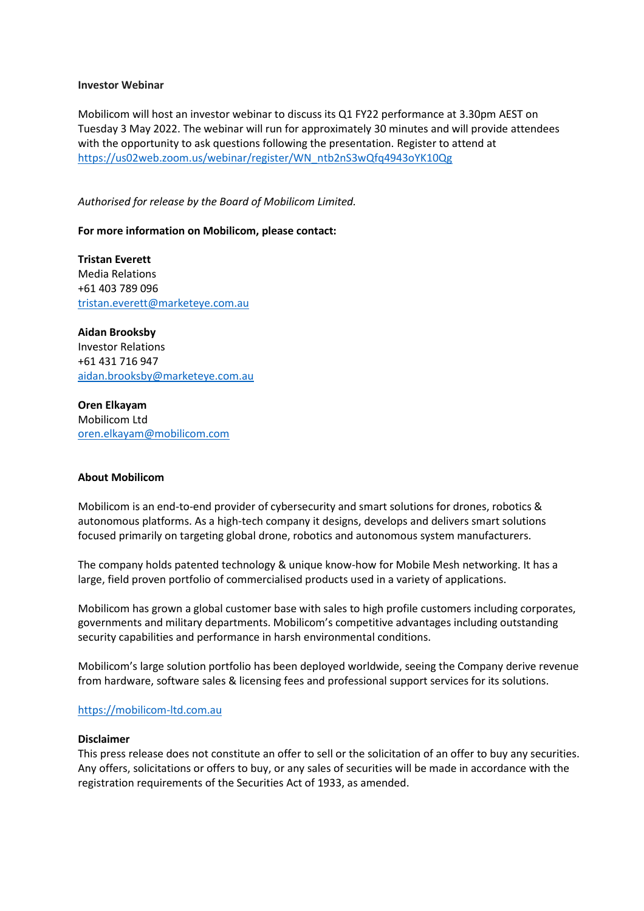**Investor Webinar**

Mobilicom will host an investor webinar to discuss its Q1 FY22 performance at 3.30pm AEST on Tuesday 3 May 2022. The webinar will run for approximately 30 minutes and will provide attendees with the opportunity to ask questions following the presentation. Register to attend at https://us02web.zoom.us/webinar/register/WN_ntb2nS3wQfq4943oYK10Qg

*Authorised for release by the Board of Mobilicom Limited.*

**For more information on Mobilicom, please contact:**

**Tristan Everett**
Media Relations
+61 403 789 096
tristan.everett@marketeye.com.au

**Aidan Brooksby**
Investor Relations
+61 431 716 947
aidan.brooksby@marketeye.com.au

**Oren Elkayam**
Mobilicom Ltd
oren.elkayam@mobilicom.com

**About Mobilicom**

Mobilicom is an end-to-end provider of cybersecurity and smart solutions for drones, robotics & autonomous platforms. As a high-tech company it designs, develops and delivers smart solutions focused primarily on targeting global drone, robotics and autonomous system manufacturers.

The company holds patented technology & unique know-how for Mobile Mesh networking. It has a large, field proven portfolio of commercialised products used in a variety of applications.

Mobilicom has grown a global customer base with sales to high profile customers including corporates, governments and military departments. Mobilicom's competitive advantages including outstanding security capabilities and performance in harsh environmental conditions.

Mobilicom's large solution portfolio has been deployed worldwide, seeing the Company derive revenue from hardware, software sales & licensing fees and professional support services for its solutions.

https://mobilicom-ltd.com.au

**Disclaimer**
This press release does not constitute an offer to sell or the solicitation of an offer to buy any securities. Any offers, solicitations or offers to buy, or any sales of securities will be made in accordance with the registration requirements of the Securities Act of 1933, as amended.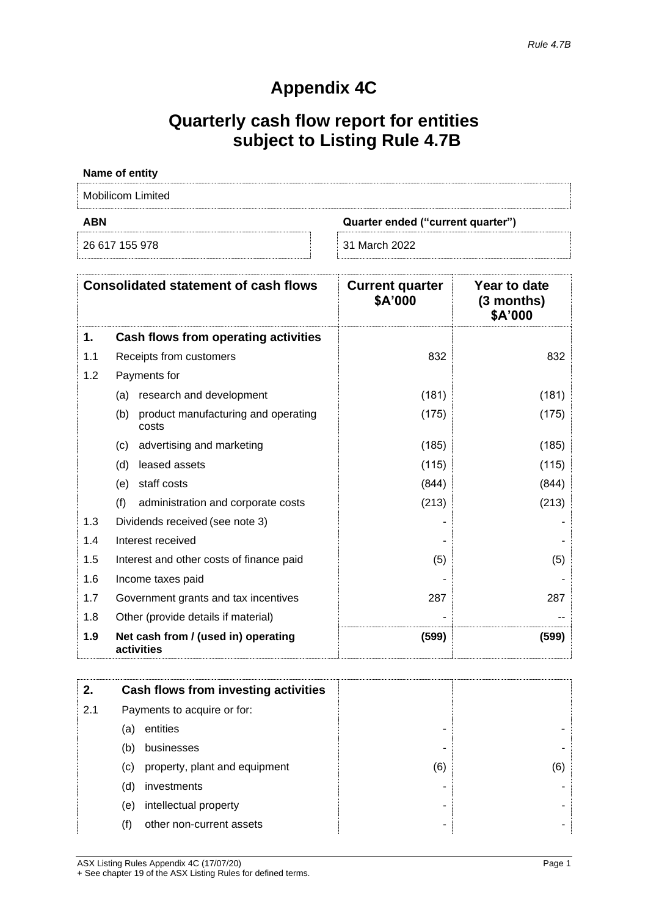*Rule 4.7B*

# Appendix 4C

## Quarterly cash flow report for entities subject to Listing Rule 4.7B

**Name of entity**

Mobilicom Limited

| ABN | Quarter ended ("current quarter") |
|---|---|
| 26 617 155 978 | 31 March 2022 |

| Consolidated statement of cash flows | | Current quarter $A'000 | Year to date (3 months) $A'000 |
|---|---|---|---|
| **1.** | **Cash flows from operating activities** | | |
| 1.1 | Receipts from customers | 832 | 832 |
| 1.2 | Payments for | | |
| | (a) research and development | (181) | (181) |
| | (b) product manufacturing and operating costs | (175) | (175) |
| | (c) advertising and marketing | (185) | (185) |
| | (d) leased assets | (115) | (115) |
| | (e) staff costs | (844) | (844) |
| | (f) administration and corporate costs | (213) | (213) |
| 1.3 | Dividends received (see note 3) | - | - |
| 1.4 | Interest received | - | - |
| 1.5 | Interest and other costs of finance paid | (5) | (5) |
| 1.6 | Income taxes paid | - | - |
| 1.7 | Government grants and tax incentives | 287 | 287 |
| 1.8 | Other (provide details if material) | - | -- |
| **1.9** | **Net cash from / (used in) operating activities** | **(599)** | **(599)** |

| | | | |
|---|---|---|---|
| **2.** | **Cash flows from investing activities** | | |
| 2.1 | Payments to acquire or for: | | |
| | (a) entities | - | - |
| | (b) businesses | - | - |
| | (c) property, plant and equipment | (6) | (6) |
| | (d) investments | - | - |
| | (e) intellectual property | - | - |
| | (f) other non-current assets | - | - |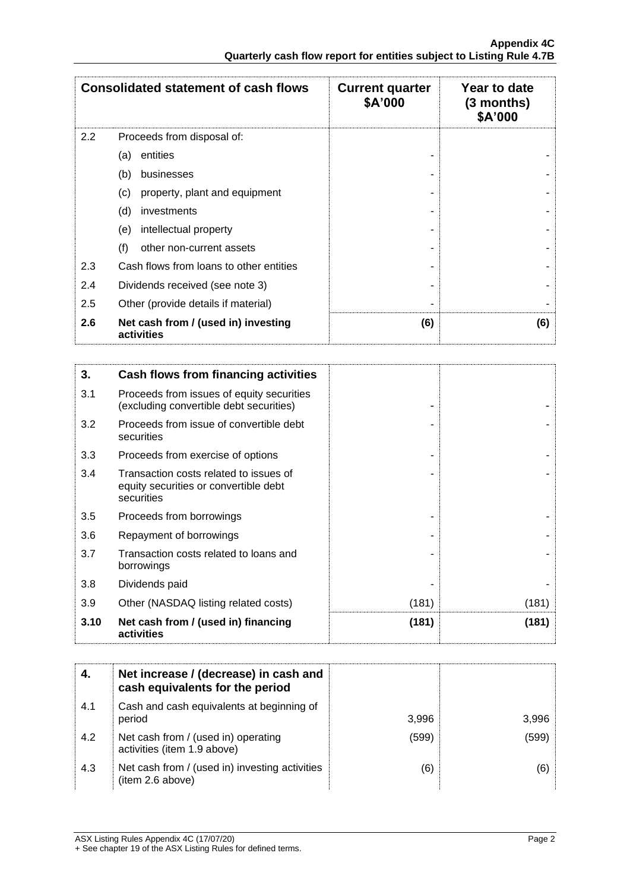| Consolidated statement of cash flows | | Current quarter $A'000 | Year to date (3 months) $A'000 |
|---|---|---|---|
| 2.2 | Proceeds from disposal of: | | |
| | (a) entities | - | - |
| | (b) businesses | - | - |
| | (c) property, plant and equipment | - | - |
| | (d) investments | - | - |
| | (e) intellectual property | - | - |
| | (f) other non-current assets | - | - |
| 2.3 | Cash flows from loans to other entities | - | - |
| 2.4 | Dividends received (see note 3) | - | - |
| 2.5 | Other (provide details if material) | - | - |
| **2.6** | **Net cash from / (used in) investing activities** | **(6)** | **(6)** |

| | | | |
|---|---|---|---|
| **3.** | **Cash flows from financing activities** | | |
| 3.1 | Proceeds from issues of equity securities (excluding convertible debt securities) | - | - |
| 3.2 | Proceeds from issue of convertible debt securities | - | - |
| 3.3 | Proceeds from exercise of options | - | - |
| 3.4 | Transaction costs related to issues of equity securities or convertible debt securities | - | - |
| 3.5 | Proceeds from borrowings | - | - |
| 3.6 | Repayment of borrowings | - | - |
| 3.7 | Transaction costs related to loans and borrowings | - | - |
| 3.8 | Dividends paid | - | - |
| 3.9 | Other (NASDAQ listing related costs) | (181) | (181) |
| **3.10** | **Net cash from / (used in) financing activities** | **(181)** | **(181)** |

| | | | |
|---|---|---|---|
| **4.** | **Net increase / (decrease) in cash and cash equivalents for the period** | | |
| 4.1 | Cash and cash equivalents at beginning of period | 3,996 | 3,996 |
| 4.2 | Net cash from / (used in) operating activities (item 1.9 above) | (599) | (599) |
| 4.3 | Net cash from / (used in) investing activities (item 2.6 above) | (6) | (6) |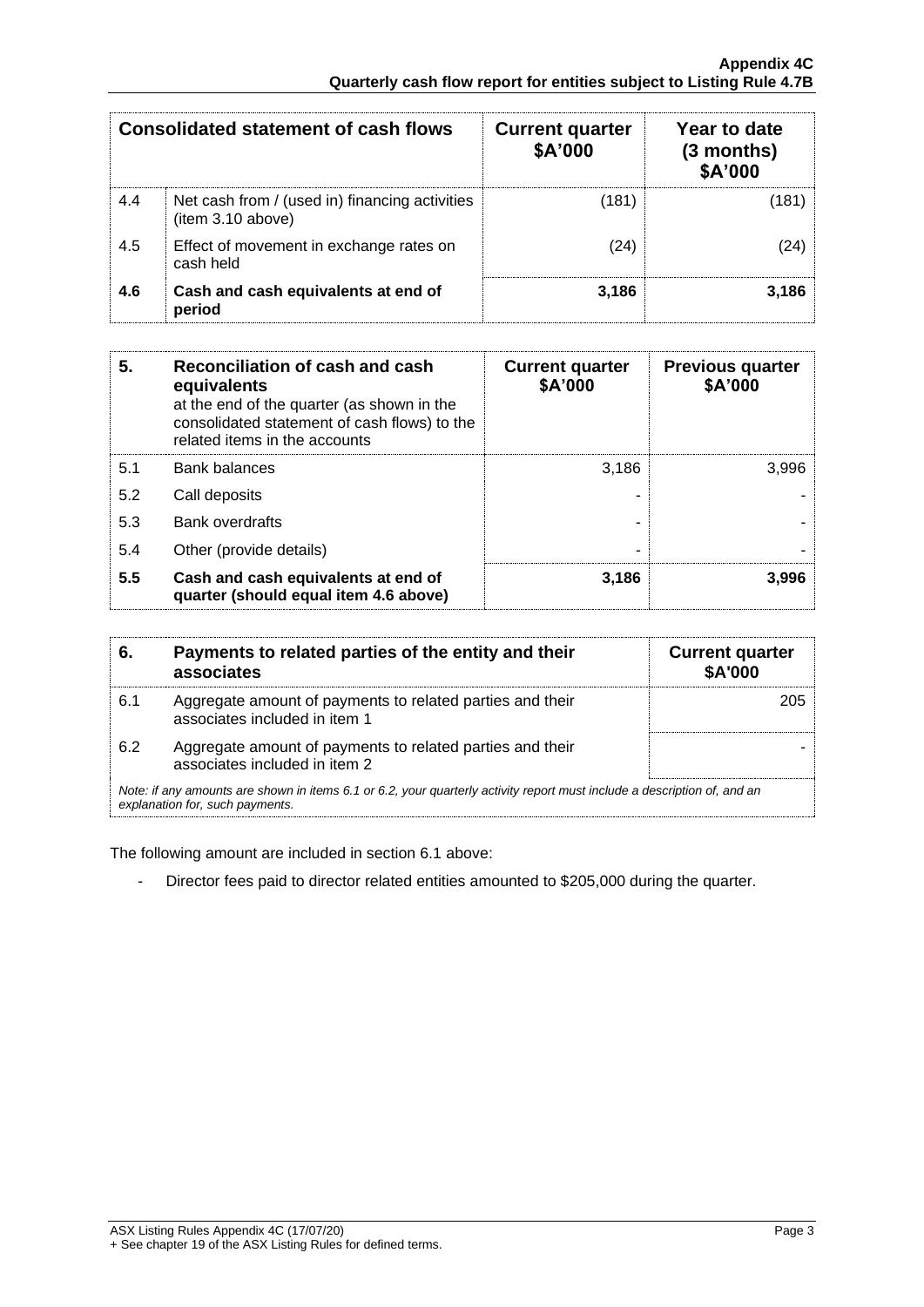| Consolidated statement of cash flows | | Current quarter $A'000 | Year to date (3 months) $A'000 |
|---|---|---|---|
| 4.4 | Net cash from / (used in) financing activities (item 3.10 above) | (181) | (181) |
| 4.5 | Effect of movement in exchange rates on cash held | (24) | (24) |
| **4.6** | **Cash and cash equivalents at end of period** | **3,186** | **3,186** |

| **5.** | **Reconciliation of cash and cash equivalents** at the end of the quarter (as shown in the consolidated statement of cash flows) to the related items in the accounts | **Current quarter $A'000** | **Previous quarter $A'000** |
|---|---|---|---|
| 5.1 | Bank balances | 3,186 | 3,996 |
| 5.2 | Call deposits | - | - |
| 5.3 | Bank overdrafts | - | - |
| 5.4 | Other (provide details) | - | - |
| **5.5** | **Cash and cash equivalents at end of quarter (should equal item 4.6 above)** | **3,186** | **3,996** |

| **6.** | **Payments to related parties of the entity and their associates** | **Current quarter $A'000** |
|---|---|---|
| 6.1 | Aggregate amount of payments to related parties and their associates included in item 1 | 205 |
| 6.2 | Aggregate amount of payments to related parties and their associates included in item 2 | - |

*Note: if any amounts are shown in items 6.1 or 6.2, your quarterly activity report must include a description of, and an explanation for, such payments.*

The following amount are included in section 6.1 above:

- Director fees paid to director related entities amounted to $205,000 during the quarter.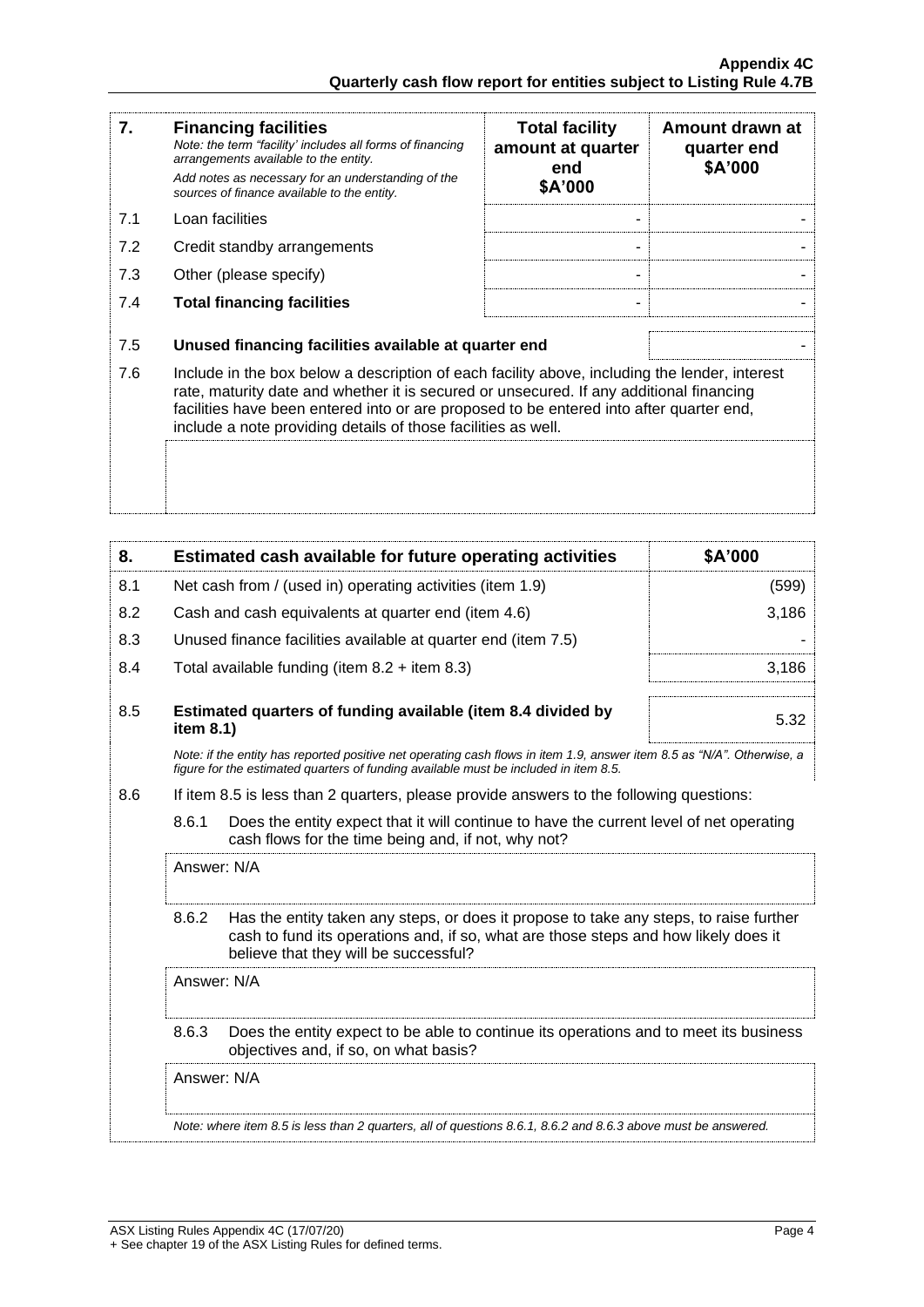| 7. | **Financing facilities**<br>*Note: the term "facility' includes all forms of financing arrangements available to the entity.*<br>*Add notes as necessary for an understanding of the sources of finance available to the entity.* | **Total facility amount at quarter end**<br>**\$A'000** | **Amount drawn at quarter end**<br>**\$A'000** |
|---|---|---|---|
| 7.1 | Loan facilities | - | - |
| 7.2 | Credit standby arrangements | - | - |
| 7.3 | Other (please specify) | - | - |
| 7.4 | **Total financing facilities** | - | - |

| | | |
|---|---|---|
| 7.5 | **Unused financing facilities available at quarter end** | - |
| 7.6 | Include in the box below a description of each facility above, including the lender, interest rate, maturity date and whether it is secured or unsecured. If any additional financing facilities have been entered into or are proposed to be entered into after quarter end, include a note providing details of those facilities as well. | |

| 8. | **Estimated cash available for future operating activities** | **\$A'000** |
|---|---|---|
| 8.1 | Net cash from / (used in) operating activities (item 1.9) | (599) |
| 8.2 | Cash and cash equivalents at quarter end (item 4.6) | 3,186 |
| 8.3 | Unused finance facilities available at quarter end (item 7.5) | - |
| 8.4 | Total available funding (item 8.2 + item 8.3) | 3,186 |
| 8.5 | **Estimated quarters of funding available (item 8.4 divided by item 8.1)** | 5.32 |

*Note: if the entity has reported positive net operating cash flows in item 1.9, answer item 8.5 as "N/A". Otherwise, a figure for the estimated quarters of funding available must be included in item 8.5.*

8.6 If item 8.5 is less than 2 quarters, please provide answers to the following questions:

8.6.1 Does the entity expect that it will continue to have the current level of net operating cash flows for the time being and, if not, why not?

Answer: N/A

8.6.2 Has the entity taken any steps, or does it propose to take any steps, to raise further cash to fund its operations and, if so, what are those steps and how likely does it believe that they will be successful?

Answer: N/A

8.6.3 Does the entity expect to be able to continue its operations and to meet its business objectives and, if so, on what basis?

Answer: N/A

*Note: where item 8.5 is less than 2 quarters, all of questions 8.6.1, 8.6.2 and 8.6.3 above must be answered.*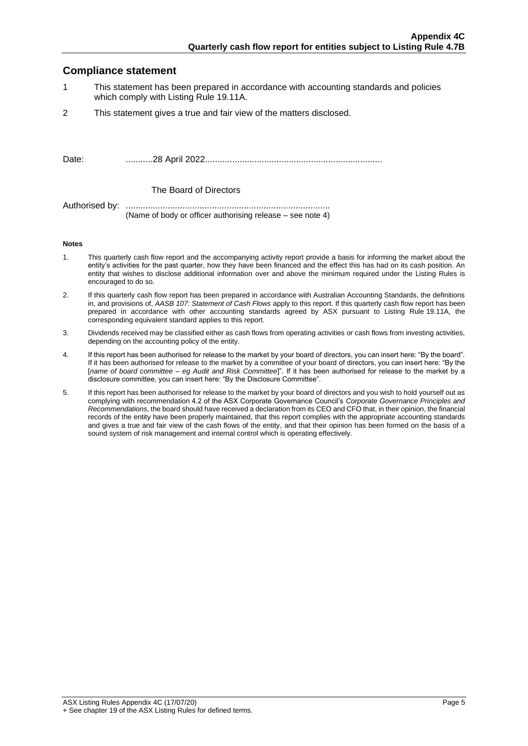## Compliance statement

1 This statement has been prepared in accordance with accounting standards and policies which comply with Listing Rule 19.11A.

2 This statement gives a true and fair view of the matters disclosed.

Date: ...........28 April 2022.......................................................................

The Board of Directors

Authorised by: ...................................................................................
(Name of body or officer authorising release – see note 4)

#### Notes

1. This quarterly cash flow report and the accompanying activity report provide a basis for informing the market about the entity's activities for the past quarter, how they have been financed and the effect this has had on its cash position. An entity that wishes to disclose additional information over and above the minimum required under the Listing Rules is encouraged to do so.
2. If this quarterly cash flow report has been prepared in accordance with Australian Accounting Standards, the definitions in, and provisions of, *AASB 107: Statement of Cash Flows* apply to this report. If this quarterly cash flow report has been prepared in accordance with other accounting standards agreed by ASX pursuant to Listing Rule 19.11A, the corresponding equivalent standard applies to this report.
3. Dividends received may be classified either as cash flows from operating activities or cash flows from investing activities, depending on the accounting policy of the entity.
4. If this report has been authorised for release to the market by your board of directors, you can insert here: "By the board". If it has been authorised for release to the market by a committee of your board of directors, you can insert here: "By the [*name of board committee – eg Audit and Risk Committee*]". If it has been authorised for release to the market by a disclosure committee, you can insert here: "By the Disclosure Committee".
5. If this report has been authorised for release to the market by your board of directors and you wish to hold yourself out as complying with recommendation 4.2 of the ASX Corporate Governance Council's *Corporate Governance Principles and Recommendations*, the board should have received a declaration from its CEO and CFO that, in their opinion, the financial records of the entity have been properly maintained, that this report complies with the appropriate accounting standards and gives a true and fair view of the cash flows of the entity, and that their opinion has been formed on the basis of a sound system of risk management and internal control which is operating effectively.